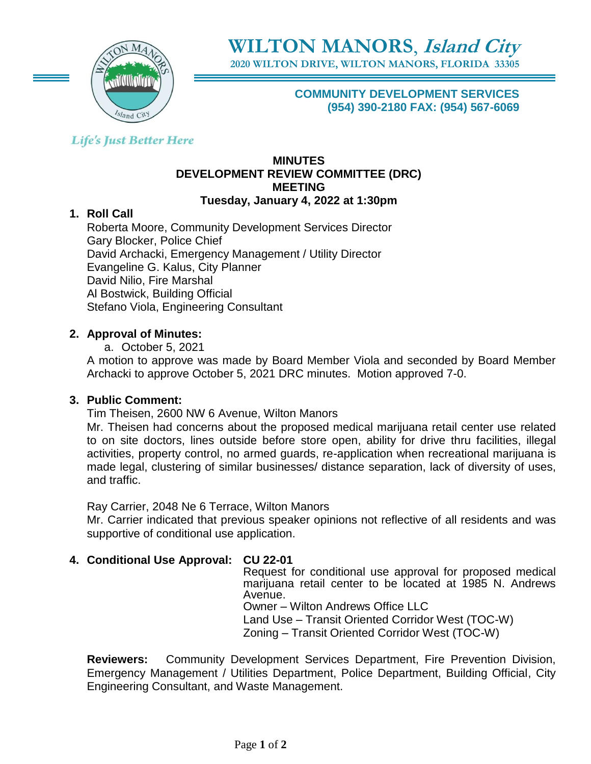# WILTON MANORS, *Island City*

**2020 WILTON DRIVE, WILTON MANORS, FLORIDA 33305**

**COMMUNITY DEVELOPMENT SERVICES**
**(954) 390-2180 FAX: (954) 567-6069**

*Life's Just Better Here*

## MINUTES
## DEVELOPMENT REVIEW COMMITTEE (DRC) MEETING
## Tuesday, January 4, 2022 at 1:30pm

**1. Roll Call**

Roberta Moore, Community Development Services Director
Gary Blocker, Police Chief
David Archacki, Emergency Management / Utility Director
Evangeline G. Kalus, City Planner
David Nilio, Fire Marshal
Al Bostwick, Building Official
Stefano Viola, Engineering Consultant

**2. Approval of Minutes:**

a. October 5, 2021

A motion to approve was made by Board Member Viola and seconded by Board Member Archacki to approve October 5, 2021 DRC minutes. Motion approved 7-0.

**3. Public Comment:**

Tim Theisen, 2600 NW 6 Avenue, Wilton Manors

Mr. Theisen had concerns about the proposed medical marijuana retail center use related to on site doctors, lines outside before store open, ability for drive thru facilities, illegal activities, property control, no armed guards, re-application when recreational marijuana is made legal, clustering of similar businesses/ distance separation, lack of diversity of uses, and traffic.

Ray Carrier, 2048 Ne 6 Terrace, Wilton Manors

Mr. Carrier indicated that previous speaker opinions not reflective of all residents and was supportive of conditional use application.

**4. Conditional Use Approval: CU 22-01**

Request for conditional use approval for proposed medical marijuana retail center to be located at 1985 N. Andrews Avenue.
Owner – Wilton Andrews Office LLC
Land Use – Transit Oriented Corridor West (TOC-W)
Zoning – Transit Oriented Corridor West (TOC-W)

**Reviewers:** Community Development Services Department, Fire Prevention Division, Emergency Management / Utilities Department, Police Department, Building Official, City Engineering Consultant, and Waste Management.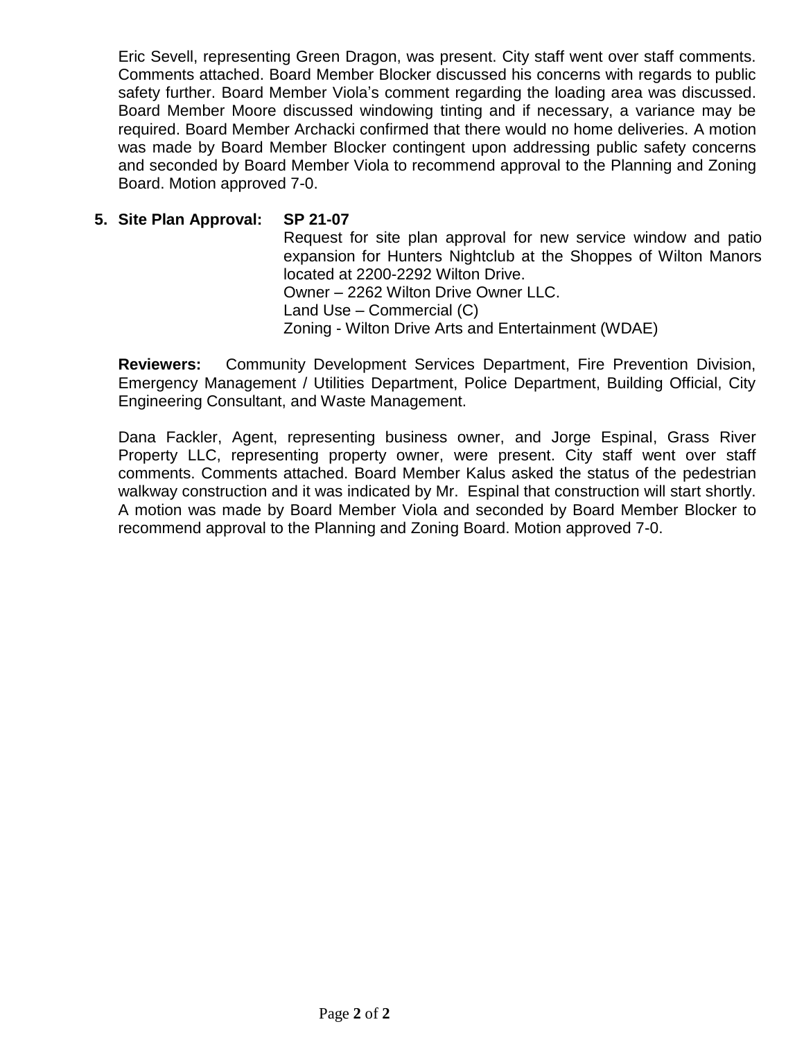Eric Sevell, representing Green Dragon, was present. City staff went over staff comments. Comments attached. Board Member Blocker discussed his concerns with regards to public safety further. Board Member Viola's comment regarding the loading area was discussed. Board Member Moore discussed windowing tinting and if necessary, a variance may be required. Board Member Archacki confirmed that there would no home deliveries. A motion was made by Board Member Blocker contingent upon addressing public safety concerns and seconded by Board Member Viola to recommend approval to the Planning and Zoning Board. Motion approved 7-0.

**5. Site Plan Approval: SP 21-07**

Request for site plan approval for new service window and patio expansion for Hunters Nightclub at the Shoppes of Wilton Manors located at 2200-2292 Wilton Drive.
Owner – 2262 Wilton Drive Owner LLC.
Land Use – Commercial (C)
Zoning - Wilton Drive Arts and Entertainment (WDAE)

**Reviewers:** Community Development Services Department, Fire Prevention Division, Emergency Management / Utilities Department, Police Department, Building Official, City Engineering Consultant, and Waste Management.

Dana Fackler, Agent, representing business owner, and Jorge Espinal, Grass River Property LLC, representing property owner, were present. City staff went over staff comments. Comments attached. Board Member Kalus asked the status of the pedestrian walkway construction and it was indicated by Mr. Espinal that construction will start shortly. A motion was made by Board Member Viola and seconded by Board Member Blocker to recommend approval to the Planning and Zoning Board. Motion approved 7-0.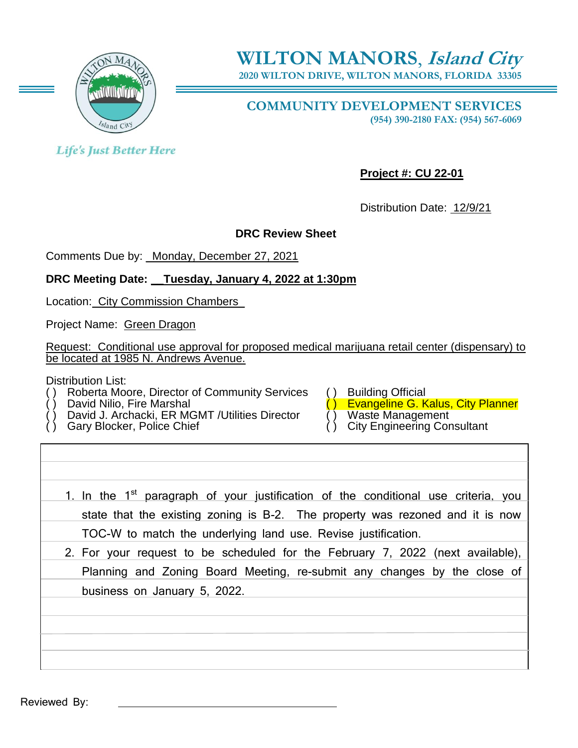# WILTON MANORS, *Island City*

2020 WILTON DRIVE, WILTON MANORS, FLORIDA 33305

## COMMUNITY DEVELOPMENT SERVICES

(954) 390-2180 FAX: (954) 567-6069

*Life's Just Better Here*

**Project #: CU 22-01**

Distribution Date: 12/9/21

**DRC Review Sheet**

Comments Due by: Monday, December 27, 2021

**DRC Meeting Date: Tuesday, January 4, 2022 at 1:30pm**

Location: City Commission Chambers

Project Name: Green Dragon

Request: Conditional use approval for proposed medical marijuana retail center (dispensary) to be located at 1985 N. Andrews Avenue.

Distribution List:

( ) Roberta Moore, Director of Community Services
( ) David Nilio, Fire Marshal
( ) David J. Archacki, ER MGMT /Utilities Director
( ) Gary Blocker, Police Chief
( ) Building Official
( ) Evangeline G. Kalus, City Planner
( ) Waste Management
( ) City Engineering Consultant

1. In the 1st paragraph of your justification of the conditional use criteria, you state that the existing zoning is B-2. The property was rezoned and it is now TOC-W to match the underlying land use. Revise justification.
2. For your request to be scheduled for the February 7, 2022 (next available), Planning and Zoning Board Meeting, re-submit any changes by the close of business on January 5, 2022.

Reviewed By: ______________________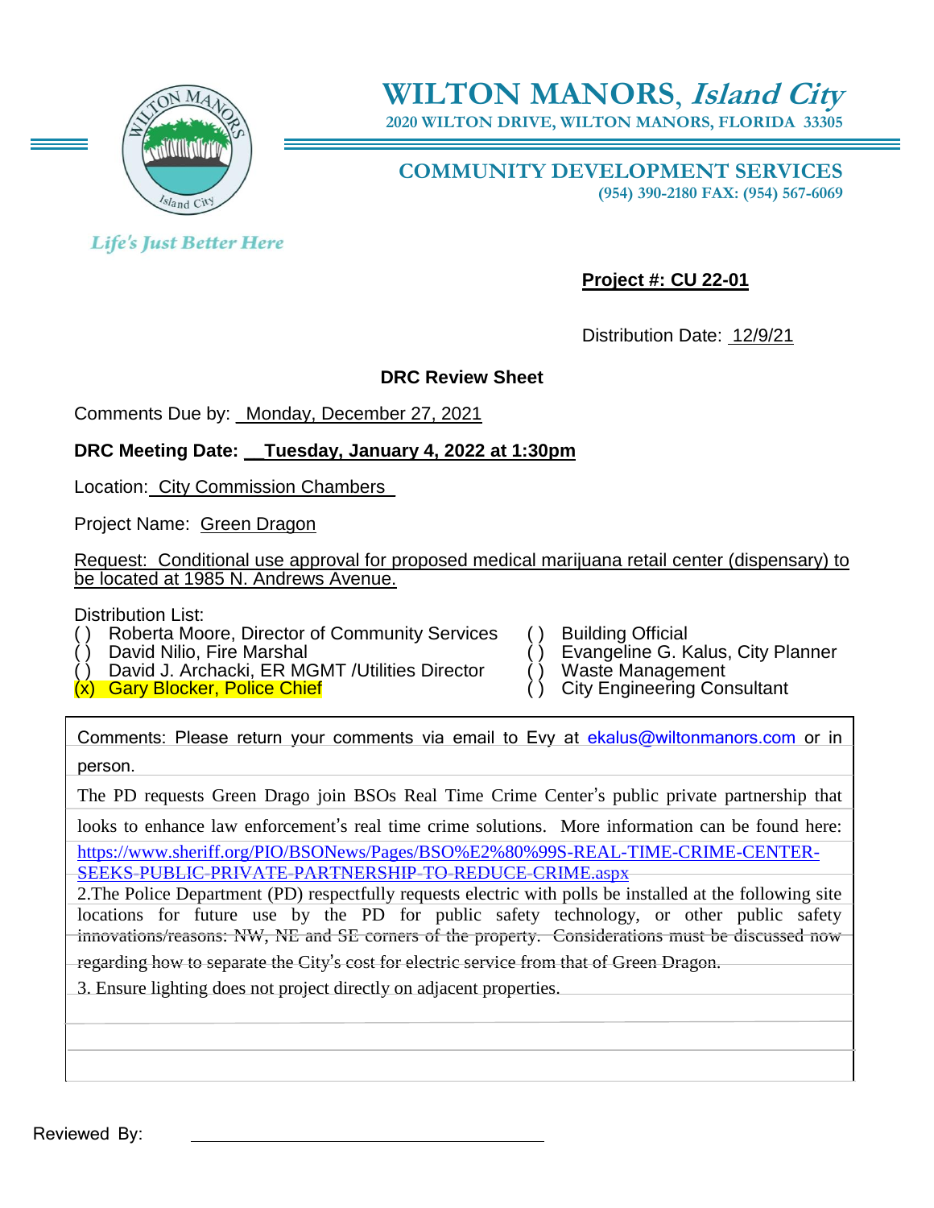# WILTON MANORS, *Island City*

2020 WILTON DRIVE, WILTON MANORS, FLORIDA 33305

## COMMUNITY DEVELOPMENT SERVICES

(954) 390-2180 FAX: (954) 567-6069

*Life's Just Better Here*

**Project #: CU 22-01**

Distribution Date: 12/9/21

**DRC Review Sheet**

Comments Due by: Monday, December 27, 2021

**DRC Meeting Date: Tuesday, January 4, 2022 at 1:30pm**

Location: City Commission Chambers

Project Name: Green Dragon

Request: Conditional use approval for proposed medical marijuana retail center (dispensary) to be located at 1985 N. Andrews Avenue.

Distribution List:

- ( ) Roberta Moore, Director of Community Services
- ( ) David Nilio, Fire Marshal
- ( ) David J. Archacki, ER MGMT /Utilities Director
- (x) Gary Blocker, Police Chief
- ( ) Building Official
- ( ) Evangeline G. Kalus, City Planner
- ( ) Waste Management
- ( ) City Engineering Consultant

Comments: Please return your comments via email to Evy at ekalus@wiltonmanors.com or in person.

The PD requests Green Drago join BSOs Real Time Crime Center's public private partnership that looks to enhance law enforcement's real time crime solutions. More information can be found here: https://www.sheriff.org/PIO/BSONews/Pages/BSO%E2%80%99S-REAL-TIME-CRIME-CENTER-SEEKS-PUBLIC-PRIVATE-PARTNERSHIP-TO-REDUCE-CRIME.aspx

2.The Police Department (PD) respectfully requests electric with polls be installed at the following site locations for future use by the PD for public safety technology, or other public safety innovations/reasons: NW, NE and SE corners of the property. Considerations must be discussed now regarding how to separate the City's cost for electric service from that of Green Dragon.

3. Ensure lighting does not project directly on adjacent properties.

Reviewed By: ____________________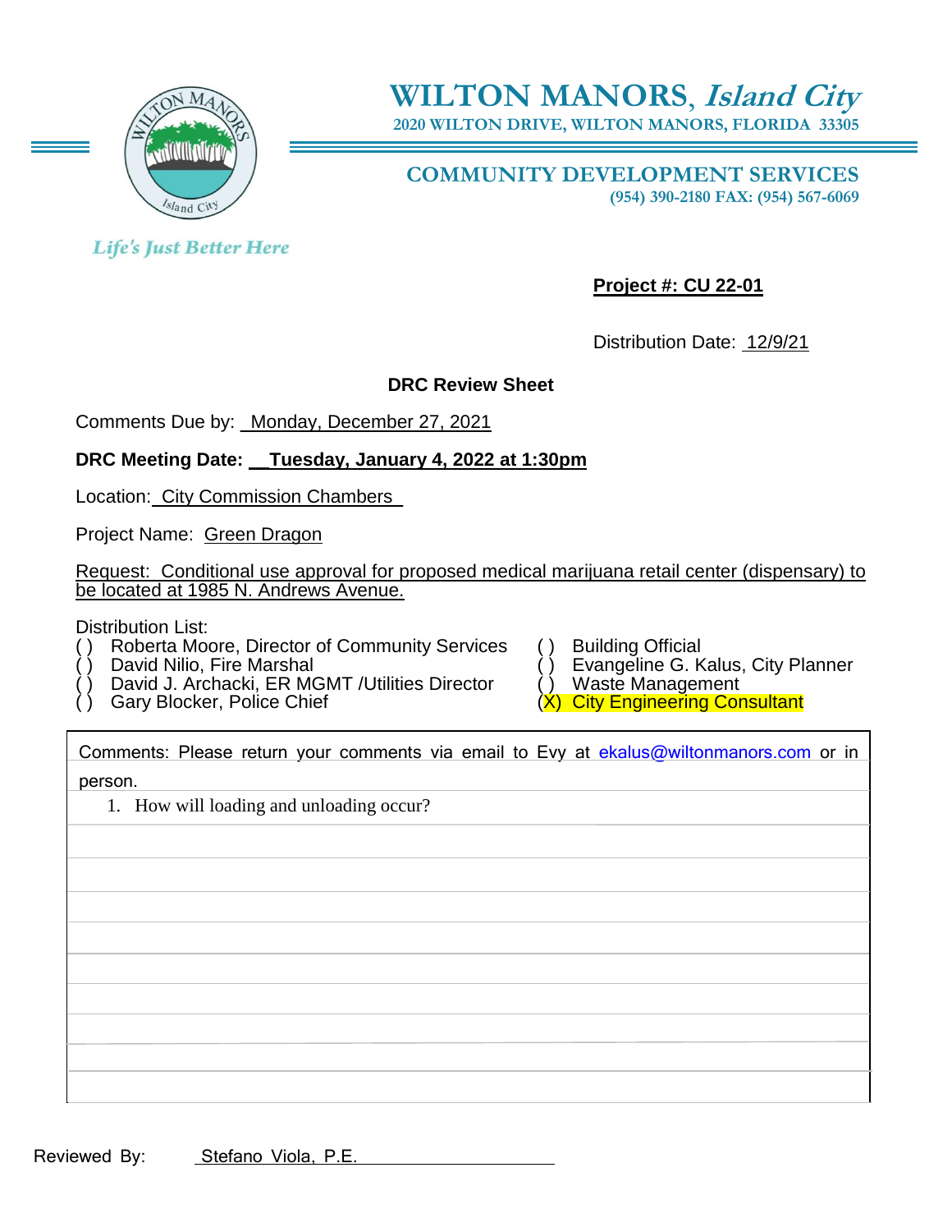# WILTON MANORS, *Island City*

**2020 WILTON DRIVE, WILTON MANORS, FLORIDA 33305**

## COMMUNITY DEVELOPMENT SERVICES

**(954) 390-2180 FAX: (954) 567-6069**

*Life's Just Better Here*

**Project #: CU 22-01**

Distribution Date: 12/9/21

**DRC Review Sheet**

Comments Due by: Monday, December 27, 2021

**DRC Meeting Date: Tuesday, January 4, 2022 at 1:30pm**

Location: City Commission Chambers

Project Name: Green Dragon

Request: Conditional use approval for proposed medical marijuana retail center (dispensary) to be located at 1985 N. Andrews Avenue.

Distribution List:

- ( ) Roberta Moore, Director of Community Services
- ( ) David Nilio, Fire Marshal
- ( ) David J. Archacki, ER MGMT /Utilities Director
- ( ) Gary Blocker, Police Chief
- ( ) Building Official
- ( ) Evangeline G. Kalus, City Planner
- ( ) Waste Management
- (X) City Engineering Consultant

Comments: Please return your comments via email to Evy at ekalus@wiltonmanors.com or in person.

1. How will loading and unloading occur?

Reviewed By: Stefano Viola, P.E.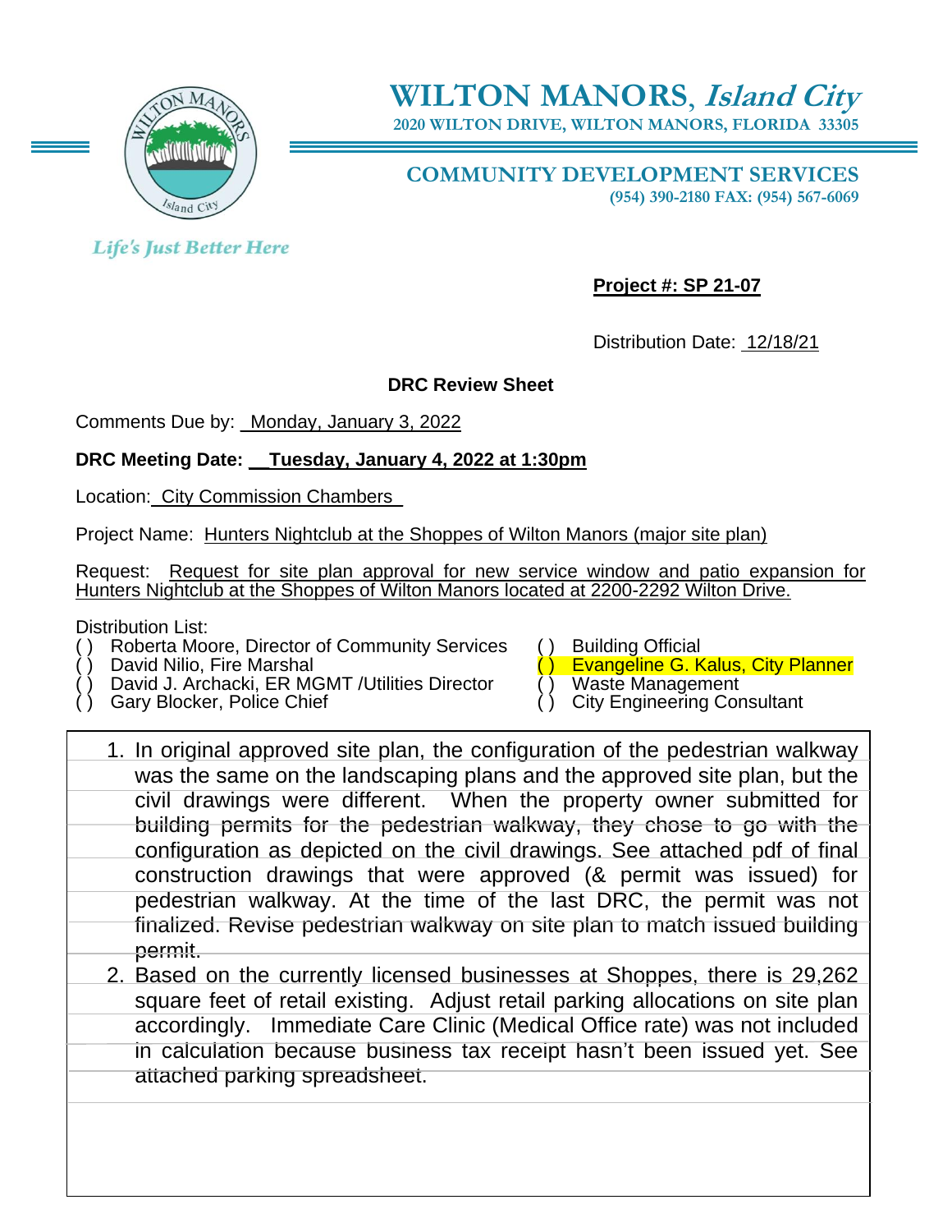# WILTON MANORS, *Island City*

2020 WILTON DRIVE, WILTON MANORS, FLORIDA 33305

*Life's Just Better Here*

## COMMUNITY DEVELOPMENT SERVICES

(954) 390-2180 FAX: (954) 567-6069

**Project #: SP 21-07**

Distribution Date: 12/18/21

**DRC Review Sheet**

Comments Due by: Monday, January 3, 2022

**DRC Meeting Date: Tuesday, January 4, 2022 at 1:30pm**

Location: City Commission Chambers

Project Name: Hunters Nightclub at the Shoppes of Wilton Manors (major site plan)

Request: Request for site plan approval for new service window and patio expansion for Hunters Nightclub at the Shoppes of Wilton Manors located at 2200-2292 Wilton Drive.

Distribution List:

- ( ) Roberta Moore, Director of Community Services
- ( ) David Nilio, Fire Marshal
- ( ) David J. Archacki, ER MGMT /Utilities Director
- ( ) Gary Blocker, Police Chief
- ( ) Building Official
- ( ) Evangeline G. Kalus, City Planner
- ( ) Waste Management
- ( ) City Engineering Consultant

1. In original approved site plan, the configuration of the pedestrian walkway was the same on the landscaping plans and the approved site plan, but the civil drawings were different. When the property owner submitted for building permits for the pedestrian walkway, they chose to go with the configuration as depicted on the civil drawings. See attached pdf of final construction drawings that were approved (& permit was issued) for pedestrian walkway. At the time of the last DRC, the permit was not finalized. Revise pedestrian walkway on site plan to match issued building permit.
2. Based on the currently licensed businesses at Shoppes, there is 29,262 square feet of retail existing. Adjust retail parking allocations on site plan accordingly. Immediate Care Clinic (Medical Office rate) was not included in calculation because business tax receipt hasn't been issued yet. See attached parking spreadsheet.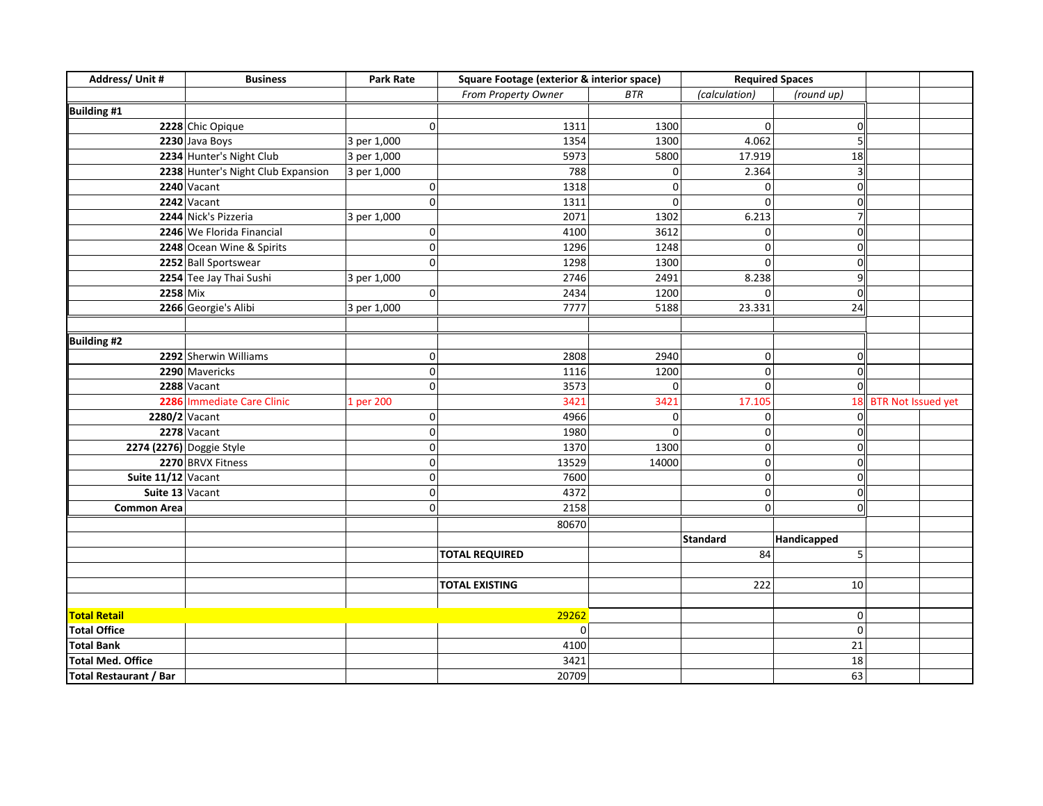| Address/ Unit # | Business | Park Rate | Square Footage (exterior & interior space) | | Required Spaces | | | |
|---|---|---|---|---|---|---|---|---|
| | | | *From Property Owner* | *BTR* | *(calculation)* | *(round up)* | | |
| **Building #1** | | | | | | | | |
| **2228** | Chic Opique | 0 | 1311 | 1300 | 0 | 0 | | |
| **2230** | Java Boys | 3 per 1,000 | 1354 | 1300 | 4.062 | 5 | | |
| **2234** | Hunter's Night Club | 3 per 1,000 | 5973 | 5800 | 17.919 | 18 | | |
| **2238** | Hunter's Night Club Expansion | 3 per 1,000 | 788 | 0 | 2.364 | 3 | | |
| **2240** | Vacant | 0 | 1318 | 0 | 0 | 0 | | |
| **2242** | Vacant | 0 | 1311 | 0 | 0 | 0 | | |
| **2244** | Nick's Pizzeria | 3 per 1,000 | 2071 | 1302 | 6.213 | 7 | | |
| **2246** | We Florida Financial | 0 | 4100 | 3612 | 0 | 0 | | |
| **2248** | Ocean Wine & Spirits | 0 | 1296 | 1248 | 0 | 0 | | |
| **2252** | Ball Sportswear | 0 | 1298 | 1300 | 0 | 0 | | |
| **2254** | Tee Jay Thai Sushi | 3 per 1,000 | 2746 | 2491 | 8.238 | 9 | | |
| **2258** | Mix | 0 | 2434 | 1200 | 0 | 0 | | |
| **2266** | Georgie's Alibi | 3 per 1,000 | 7777 | 5188 | 23.331 | 24 | | |
| | | | | | | | | |
| **Building #2** | | | | | | | | |
| **2292** | Sherwin Williams | 0 | 2808 | 2940 | 0 | 0 | | |
| **2290** | Mavericks | 0 | 1116 | 1200 | 0 | 0 | | |
| **2288** | Vacant | 0 | 3573 | 0 | 0 | 0 | | |
| **2286** | Immediate Care Clinic | 1 per 200 | 3421 | 3421 | 17.105 | 18 | BTR Not Issued yet | |
| **2280/2** | Vacant | 0 | 4966 | 0 | 0 | 0 | | |
| **2278** | Vacant | 0 | 1980 | 0 | 0 | 0 | | |
| **2274 (2276)** | Doggie Style | 0 | 1370 | 1300 | 0 | 0 | | |
| **2270** | BRVX Fitness | 0 | 13529 | 14000 | 0 | 0 | | |
| **Suite 11/12** | Vacant | 0 | 7600 | | 0 | 0 | | |
| **Suite 13** | Vacant | 0 | 4372 | | 0 | 0 | | |
| **Common Area** | | 0 | 2158 | | 0 | 0 | | |
| | | | 80670 | | | | | |
| | | | | | **Standard** | **Handicapped** | | |
| | | | **TOTAL REQUIRED** | | 84 | 5 | | |
| | | | | | | | | |
| | | | **TOTAL EXISTING** | | 222 | 10 | | |
| | | | | | | | | |
| **Total Retail** | | | 29262 | | | 0 | | |
| **Total Office** | | | 0 | | | 0 | | |
| **Total Bank** | | | 4100 | | | 21 | | |
| **Total Med. Office** | | | 3421 | | | 18 | | |
| **Total Restaurant / Bar** | | | 20709 | | | 63 | | |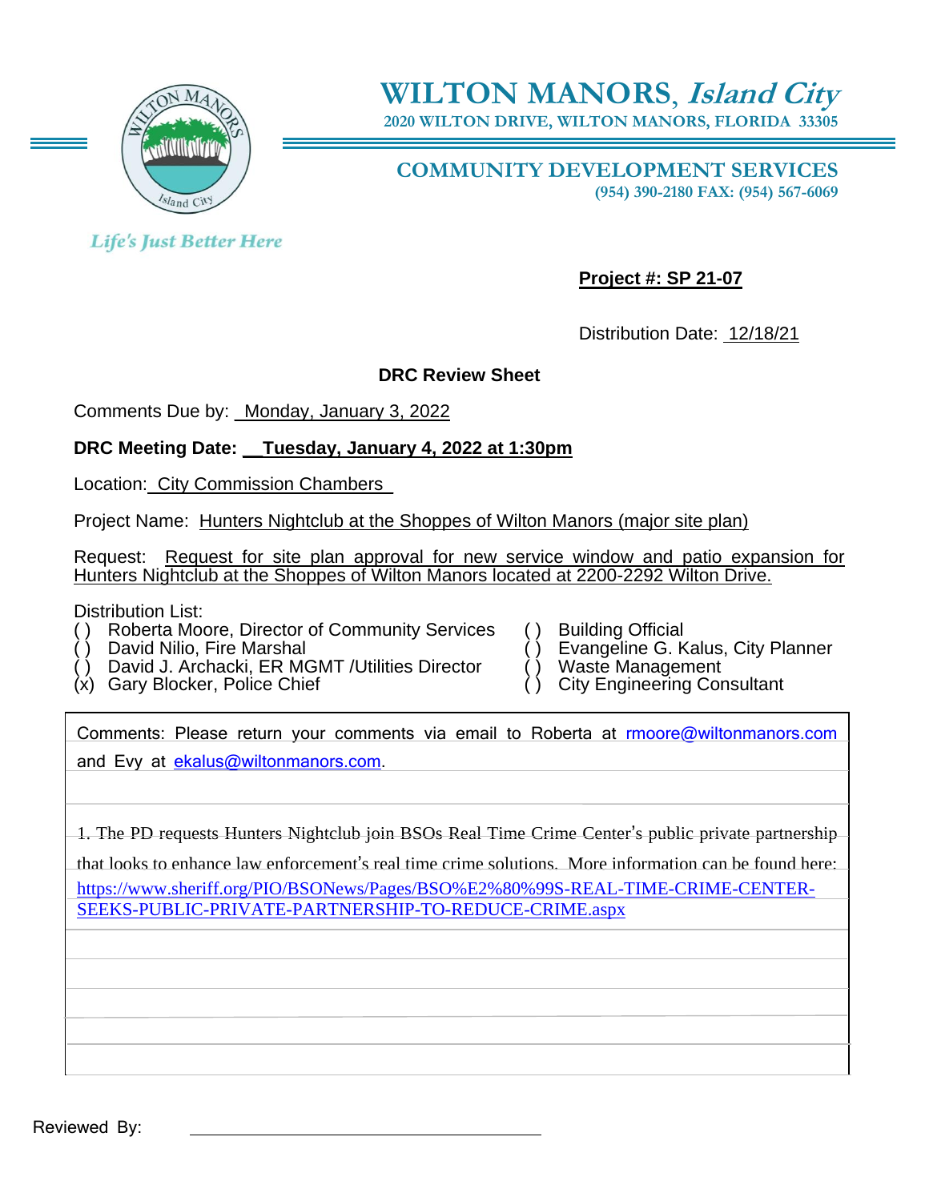# WILTON MANORS, *Island City*

**2020 WILTON DRIVE, WILTON MANORS, FLORIDA 33305**

## COMMUNITY DEVELOPMENT SERVICES

**(954) 390-2180 FAX: (954) 567-6069**

*Life's Just Better Here*

**Project #: SP 21-07**

Distribution Date: 12/18/21

**DRC Review Sheet**

Comments Due by: Monday, January 3, 2022

**DRC Meeting Date: Tuesday, January 4, 2022 at 1:30pm**

Location: City Commission Chambers

Project Name: Hunters Nightclub at the Shoppes of Wilton Manors (major site plan)

Request: Request for site plan approval for new service window and patio expansion for Hunters Nightclub at the Shoppes of Wilton Manors located at 2200-2292 Wilton Drive.

Distribution List:

( ) Roberta Moore, Director of Community Services
( ) David Nilio, Fire Marshal
( ) David J. Archacki, ER MGMT /Utilities Director
(x) Gary Blocker, Police Chief
( ) Building Official
( ) Evangeline G. Kalus, City Planner
( ) Waste Management
( ) City Engineering Consultant

Comments: Please return your comments via email to Roberta at rmoore@wiltonmanors.com and Evy at ekalus@wiltonmanors.com.

1. The PD requests Hunters Nightclub join BSOs Real Time Crime Center's public private partnership that looks to enhance law enforcement's real time crime solutions. More information can be found here: https://www.sheriff.org/PIO/BSONews/Pages/BSO%E2%80%99S-REAL-TIME-CRIME-CENTER-SEEKS-PUBLIC-PRIVATE-PARTNERSHIP-TO-REDUCE-CRIME.aspx

Reviewed By: ______________________________